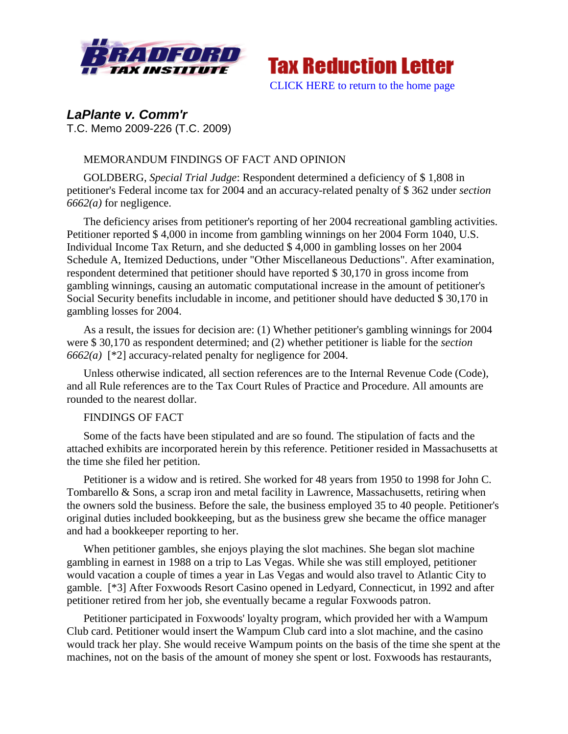**Tax Reduction Letter**

CLICK HERE to return to the home page

## *LaPlante v. Comm'r*

T.C. Memo 2009-226 (T.C. 2009)

MEMORANDUM FINDINGS OF FACT AND OPINION

GOLDBERG, *Special Trial Judge*: Respondent determined a deficiency of $ 1,808 in petitioner's Federal income tax for 2004 and an accuracy-related penalty of $ 362 under *section 6662(a)* for negligence.

The deficiency arises from petitioner's reporting of her 2004 recreational gambling activities. Petitioner reported $ 4,000 in income from gambling winnings on her 2004 Form 1040, U.S. Individual Income Tax Return, and she deducted $ 4,000 in gambling losses on her 2004 Schedule A, Itemized Deductions, under "Other Miscellaneous Deductions". After examination, respondent determined that petitioner should have reported $ 30,170 in gross income from gambling winnings, causing an automatic computational increase in the amount of petitioner's Social Security benefits includable in income, and petitioner should have deducted $ 30,170 in gambling losses for 2004.

As a result, the issues for decision are: (1) Whether petitioner's gambling winnings for 2004 were $ 30,170 as respondent determined; and (2) whether petitioner is liable for the *section 6662(a)* [*2] accuracy-related penalty for negligence for 2004.

Unless otherwise indicated, all section references are to the Internal Revenue Code (Code), and all Rule references are to the Tax Court Rules of Practice and Procedure. All amounts are rounded to the nearest dollar.

FINDINGS OF FACT

Some of the facts have been stipulated and are so found. The stipulation of facts and the attached exhibits are incorporated herein by this reference. Petitioner resided in Massachusetts at the time she filed her petition.

Petitioner is a widow and is retired. She worked for 48 years from 1950 to 1998 for John C. Tombarello & Sons, a scrap iron and metal facility in Lawrence, Massachusetts, retiring when the owners sold the business. Before the sale, the business employed 35 to 40 people. Petitioner's original duties included bookkeeping, but as the business grew she became the office manager and had a bookkeeper reporting to her.

When petitioner gambles, she enjoys playing the slot machines. She began slot machine gambling in earnest in 1988 on a trip to Las Vegas. While she was still employed, petitioner would vacation a couple of times a year in Las Vegas and would also travel to Atlantic City to gamble. [*3] After Foxwoods Resort Casino opened in Ledyard, Connecticut, in 1992 and after petitioner retired from her job, she eventually became a regular Foxwoods patron.

Petitioner participated in Foxwoods' loyalty program, which provided her with a Wampum Club card. Petitioner would insert the Wampum Club card into a slot machine, and the casino would track her play. She would receive Wampum points on the basis of the time she spent at the machines, not on the basis of the amount of money she spent or lost. Foxwoods has restaurants,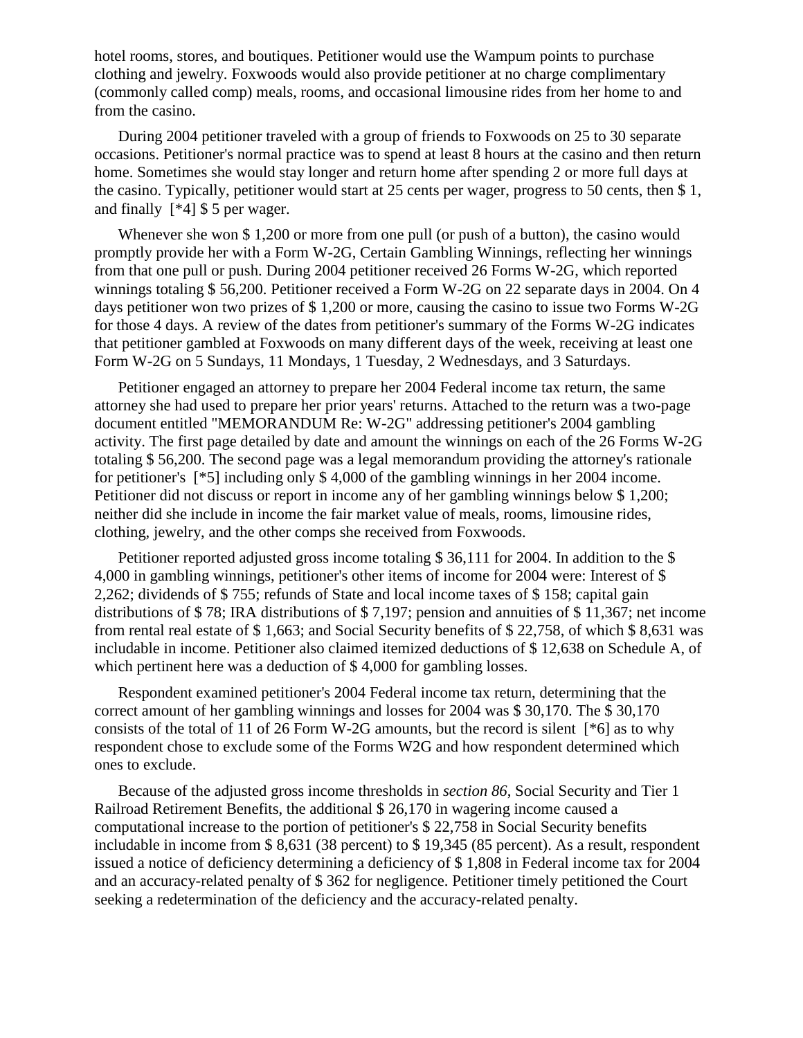hotel rooms, stores, and boutiques. Petitioner would use the Wampum points to purchase clothing and jewelry. Foxwoods would also provide petitioner at no charge complimentary (commonly called comp) meals, rooms, and occasional limousine rides from her home to and from the casino.

During 2004 petitioner traveled with a group of friends to Foxwoods on 25 to 30 separate occasions. Petitioner's normal practice was to spend at least 8 hours at the casino and then return home. Sometimes she would stay longer and return home after spending 2 or more full days at the casino. Typically, petitioner would start at 25 cents per wager, progress to 50 cents, then $ 1, and finally [*4] $ 5 per wager.

Whenever she won $ 1,200 or more from one pull (or push of a button), the casino would promptly provide her with a Form W-2G, Certain Gambling Winnings, reflecting her winnings from that one pull or push. During 2004 petitioner received 26 Forms W-2G, which reported winnings totaling $ 56,200. Petitioner received a Form W-2G on 22 separate days in 2004. On 4 days petitioner won two prizes of $ 1,200 or more, causing the casino to issue two Forms W-2G for those 4 days. A review of the dates from petitioner's summary of the Forms W-2G indicates that petitioner gambled at Foxwoods on many different days of the week, receiving at least one Form W-2G on 5 Sundays, 11 Mondays, 1 Tuesday, 2 Wednesdays, and 3 Saturdays.

Petitioner engaged an attorney to prepare her 2004 Federal income tax return, the same attorney she had used to prepare her prior years' returns. Attached to the return was a two-page document entitled "MEMORANDUM Re: W-2G" addressing petitioner's 2004 gambling activity. The first page detailed by date and amount the winnings on each of the 26 Forms W-2G totaling $ 56,200. The second page was a legal memorandum providing the attorney's rationale for petitioner's [*5] including only $ 4,000 of the gambling winnings in her 2004 income. Petitioner did not discuss or report in income any of her gambling winnings below $ 1,200; neither did she include in income the fair market value of meals, rooms, limousine rides, clothing, jewelry, and the other comps she received from Foxwoods.

Petitioner reported adjusted gross income totaling $ 36,111 for 2004. In addition to the $ 4,000 in gambling winnings, petitioner's other items of income for 2004 were: Interest of $ 2,262; dividends of $ 755; refunds of State and local income taxes of $ 158; capital gain distributions of $ 78; IRA distributions of $ 7,197; pension and annuities of $ 11,367; net income from rental real estate of $ 1,663; and Social Security benefits of $ 22,758, of which $ 8,631 was includable in income. Petitioner also claimed itemized deductions of $ 12,638 on Schedule A, of which pertinent here was a deduction of $ 4,000 for gambling losses.

Respondent examined petitioner's 2004 Federal income tax return, determining that the correct amount of her gambling winnings and losses for 2004 was $ 30,170. The $ 30,170 consists of the total of 11 of 26 Form W-2G amounts, but the record is silent [*6] as to why respondent chose to exclude some of the Forms W2G and how respondent determined which ones to exclude.

Because of the adjusted gross income thresholds in *section 86*, Social Security and Tier 1 Railroad Retirement Benefits, the additional $ 26,170 in wagering income caused a computational increase to the portion of petitioner's $ 22,758 in Social Security benefits includable in income from $ 8,631 (38 percent) to $ 19,345 (85 percent). As a result, respondent issued a notice of deficiency determining a deficiency of $ 1,808 in Federal income tax for 2004 and an accuracy-related penalty of $ 362 for negligence. Petitioner timely petitioned the Court seeking a redetermination of the deficiency and the accuracy-related penalty.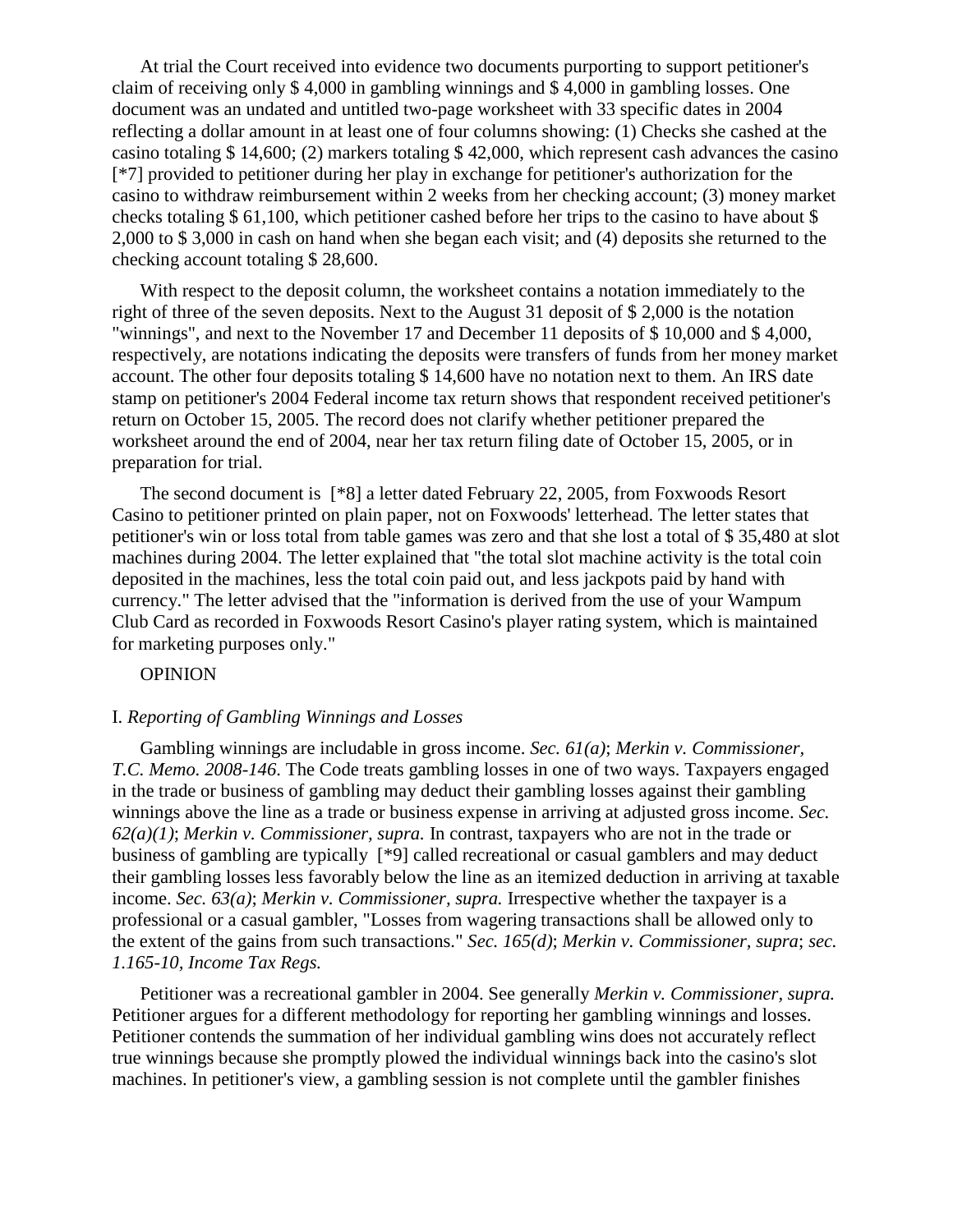At trial the Court received into evidence two documents purporting to support petitioner's claim of receiving only $ 4,000 in gambling winnings and $ 4,000 in gambling losses. One document was an undated and untitled two-page worksheet with 33 specific dates in 2004 reflecting a dollar amount in at least one of four columns showing: (1) Checks she cashed at the casino totaling $ 14,600; (2) markers totaling $ 42,000, which represent cash advances the casino [*7] provided to petitioner during her play in exchange for petitioner's authorization for the casino to withdraw reimbursement within 2 weeks from her checking account; (3) money market checks totaling $ 61,100, which petitioner cashed before her trips to the casino to have about $ 2,000 to $ 3,000 in cash on hand when she began each visit; and (4) deposits she returned to the checking account totaling $ 28,600.

With respect to the deposit column, the worksheet contains a notation immediately to the right of three of the seven deposits. Next to the August 31 deposit of $ 2,000 is the notation "winnings", and next to the November 17 and December 11 deposits of $ 10,000 and $ 4,000, respectively, are notations indicating the deposits were transfers of funds from her money market account. The other four deposits totaling $ 14,600 have no notation next to them. An IRS date stamp on petitioner's 2004 Federal income tax return shows that respondent received petitioner's return on October 15, 2005. The record does not clarify whether petitioner prepared the worksheet around the end of 2004, near her tax return filing date of October 15, 2005, or in preparation for trial.

The second document is [*8] a letter dated February 22, 2005, from Foxwoods Resort Casino to petitioner printed on plain paper, not on Foxwoods' letterhead. The letter states that petitioner's win or loss total from table games was zero and that she lost a total of $ 35,480 at slot machines during 2004. The letter explained that "the total slot machine activity is the total coin deposited in the machines, less the total coin paid out, and less jackpots paid by hand with currency." The letter advised that the "information is derived from the use of your Wampum Club Card as recorded in Foxwoods Resort Casino's player rating system, which is maintained for marketing purposes only."

OPINION

I. *Reporting of Gambling Winnings and Losses*

Gambling winnings are includable in gross income. *Sec. 61(a)*; *Merkin v. Commissioner, T.C. Memo. 2008-146*. The Code treats gambling losses in one of two ways. Taxpayers engaged in the trade or business of gambling may deduct their gambling losses against their gambling winnings above the line as a trade or business expense in arriving at adjusted gross income. *Sec. 62(a)(1)*; *Merkin v. Commissioner, supra.* In contrast, taxpayers who are not in the trade or business of gambling are typically [*9] called recreational or casual gamblers and may deduct their gambling losses less favorably below the line as an itemized deduction in arriving at taxable income. *Sec. 63(a)*; *Merkin v. Commissioner, supra.* Irrespective whether the taxpayer is a professional or a casual gambler, "Losses from wagering transactions shall be allowed only to the extent of the gains from such transactions." *Sec. 165(d)*; *Merkin v. Commissioner, supra*; *sec. 1.165-10, Income Tax Regs.*

Petitioner was a recreational gambler in 2004. See generally *Merkin v. Commissioner, supra.* Petitioner argues for a different methodology for reporting her gambling winnings and losses. Petitioner contends the summation of her individual gambling wins does not accurately reflect true winnings because she promptly plowed the individual winnings back into the casino's slot machines. In petitioner's view, a gambling session is not complete until the gambler finishes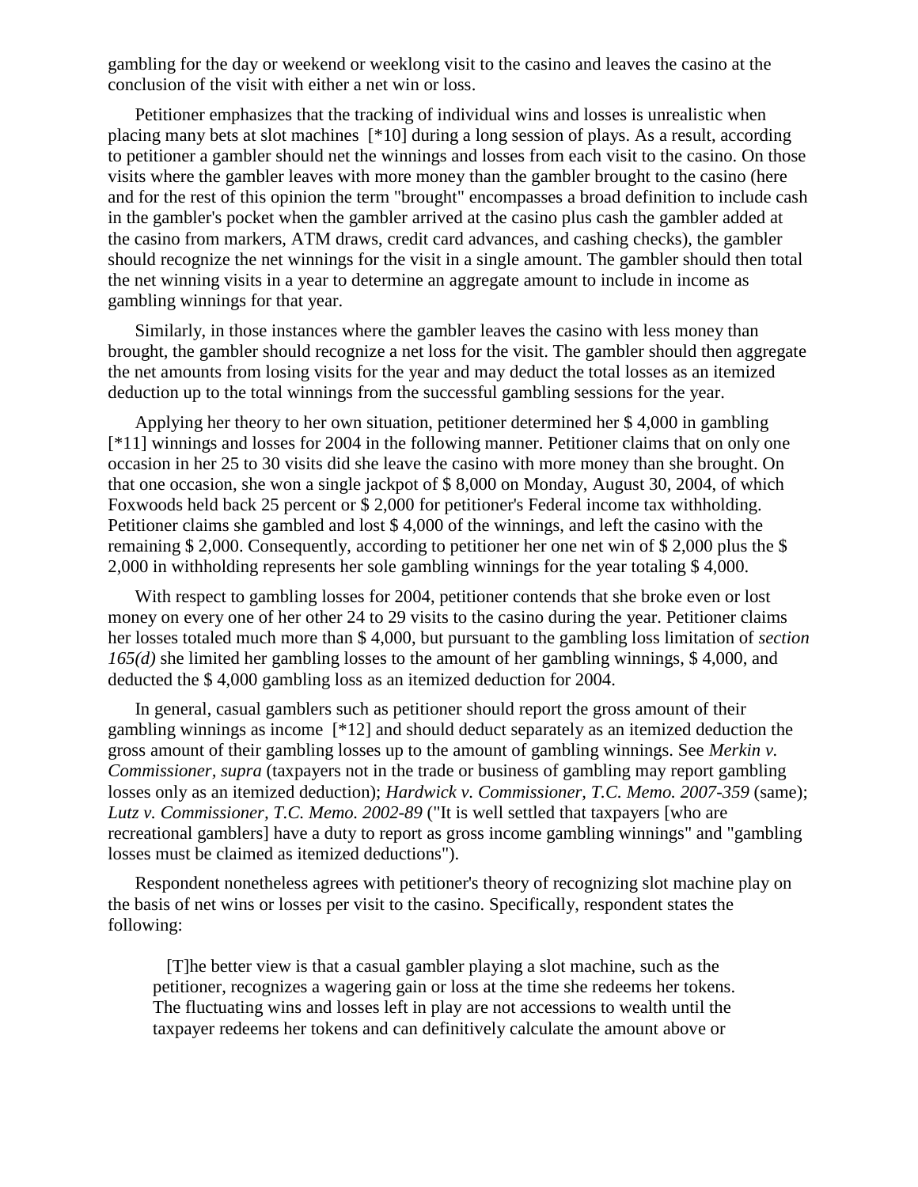gambling for the day or weekend or weeklong visit to the casino and leaves the casino at the conclusion of the visit with either a net win or loss.

Petitioner emphasizes that the tracking of individual wins and losses is unrealistic when placing many bets at slot machines [*10] during a long session of plays. As a result, according to petitioner a gambler should net the winnings and losses from each visit to the casino. On those visits where the gambler leaves with more money than the gambler brought to the casino (here and for the rest of this opinion the term "brought" encompasses a broad definition to include cash in the gambler's pocket when the gambler arrived at the casino plus cash the gambler added at the casino from markers, ATM draws, credit card advances, and cashing checks), the gambler should recognize the net winnings for the visit in a single amount. The gambler should then total the net winning visits in a year to determine an aggregate amount to include in income as gambling winnings for that year.

Similarly, in those instances where the gambler leaves the casino with less money than brought, the gambler should recognize a net loss for the visit. The gambler should then aggregate the net amounts from losing visits for the year and may deduct the total losses as an itemized deduction up to the total winnings from the successful gambling sessions for the year.

Applying her theory to her own situation, petitioner determined her $ 4,000 in gambling [*11] winnings and losses for 2004 in the following manner. Petitioner claims that on only one occasion in her 25 to 30 visits did she leave the casino with more money than she brought. On that one occasion, she won a single jackpot of $ 8,000 on Monday, August 30, 2004, of which Foxwoods held back 25 percent or $ 2,000 for petitioner's Federal income tax withholding. Petitioner claims she gambled and lost $ 4,000 of the winnings, and left the casino with the remaining $ 2,000. Consequently, according to petitioner her one net win of $ 2,000 plus the $ 2,000 in withholding represents her sole gambling winnings for the year totaling $ 4,000.

With respect to gambling losses for 2004, petitioner contends that she broke even or lost money on every one of her other 24 to 29 visits to the casino during the year. Petitioner claims her losses totaled much more than $ 4,000, but pursuant to the gambling loss limitation of *section 165(d)* she limited her gambling losses to the amount of her gambling winnings, $ 4,000, and deducted the $ 4,000 gambling loss as an itemized deduction for 2004.

In general, casual gamblers such as petitioner should report the gross amount of their gambling winnings as income [*12] and should deduct separately as an itemized deduction the gross amount of their gambling losses up to the amount of gambling winnings. See *Merkin v. Commissioner, supra* (taxpayers not in the trade or business of gambling may report gambling losses only as an itemized deduction); *Hardwick v. Commissioner, T.C. Memo. 2007-359* (same); *Lutz v. Commissioner, T.C. Memo. 2002-89* ("It is well settled that taxpayers [who are recreational gamblers] have a duty to report as gross income gambling winnings" and "gambling losses must be claimed as itemized deductions").

Respondent nonetheless agrees with petitioner's theory of recognizing slot machine play on the basis of net wins or losses per visit to the casino. Specifically, respondent states the following:

> [T]he better view is that a casual gambler playing a slot machine, such as the petitioner, recognizes a wagering gain or loss at the time she redeems her tokens. The fluctuating wins and losses left in play are not accessions to wealth until the taxpayer redeems her tokens and can definitively calculate the amount above or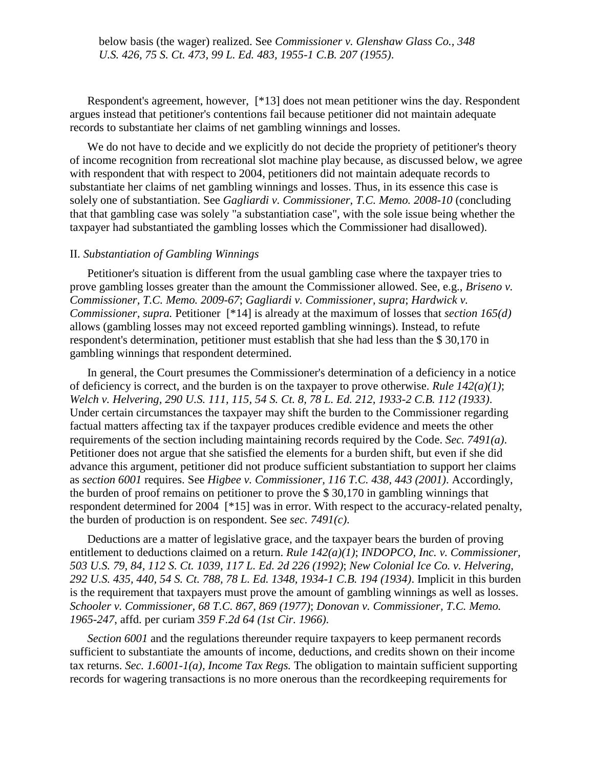below basis (the wager) realized. See *Commissioner v. Glenshaw Glass Co., 348 U.S. 426, 75 S. Ct. 473, 99 L. Ed. 483, 1955-1 C.B. 207 (1955)*.

Respondent's agreement, however, [*13] does not mean petitioner wins the day. Respondent argues instead that petitioner's contentions fail because petitioner did not maintain adequate records to substantiate her claims of net gambling winnings and losses.

We do not have to decide and we explicitly do not decide the propriety of petitioner's theory of income recognition from recreational slot machine play because, as discussed below, we agree with respondent that with respect to 2004, petitioners did not maintain adequate records to substantiate her claims of net gambling winnings and losses. Thus, in its essence this case is solely one of substantiation. See *Gagliardi v. Commissioner, T.C. Memo. 2008-10* (concluding that that gambling case was solely "a substantiation case", with the sole issue being whether the taxpayer had substantiated the gambling losses which the Commissioner had disallowed).

II. *Substantiation of Gambling Winnings*

Petitioner's situation is different from the usual gambling case where the taxpayer tries to prove gambling losses greater than the amount the Commissioner allowed. See, e.g., *Briseno v. Commissioner, T.C. Memo. 2009-67*; *Gagliardi v. Commissioner, supra*; *Hardwick v. Commissioner, supra.* Petitioner [*14] is already at the maximum of losses that *section 165(d)* allows (gambling losses may not exceed reported gambling winnings). Instead, to refute respondent's determination, petitioner must establish that she had less than the $ 30,170 in gambling winnings that respondent determined.

In general, the Court presumes the Commissioner's determination of a deficiency in a notice of deficiency is correct, and the burden is on the taxpayer to prove otherwise. *Rule 142(a)(1)*; *Welch v. Helvering, 290 U.S. 111, 115, 54 S. Ct. 8, 78 L. Ed. 212, 1933-2 C.B. 112 (1933)*. Under certain circumstances the taxpayer may shift the burden to the Commissioner regarding factual matters affecting tax if the taxpayer produces credible evidence and meets the other requirements of the section including maintaining records required by the Code. *Sec. 7491(a)*. Petitioner does not argue that she satisfied the elements for a burden shift, but even if she did advance this argument, petitioner did not produce sufficient substantiation to support her claims as *section 6001* requires. See *Higbee v. Commissioner, 116 T.C. 438, 443 (2001)*. Accordingly, the burden of proof remains on petitioner to prove the $ 30,170 in gambling winnings that respondent determined for 2004 [*15] was in error. With respect to the accuracy-related penalty, the burden of production is on respondent. See *sec. 7491(c)*.

Deductions are a matter of legislative grace, and the taxpayer bears the burden of proving entitlement to deductions claimed on a return. *Rule 142(a)(1)*; *INDOPCO, Inc. v. Commissioner, 503 U.S. 79, 84, 112 S. Ct. 1039, 117 L. Ed. 2d 226 (1992)*; *New Colonial Ice Co. v. Helvering, 292 U.S. 435, 440, 54 S. Ct. 788, 78 L. Ed. 1348, 1934-1 C.B. 194 (1934)*. Implicit in this burden is the requirement that taxpayers must prove the amount of gambling winnings as well as losses. *Schooler v. Commissioner, 68 T.C. 867, 869 (1977)*; *Donovan v. Commissioner, T.C. Memo. 1965-247*, affd. per curiam *359 F.2d 64 (1st Cir. 1966)*.

*Section 6001* and the regulations thereunder require taxpayers to keep permanent records sufficient to substantiate the amounts of income, deductions, and credits shown on their income tax returns. *Sec. 1.6001-1(a), Income Tax Regs.* The obligation to maintain sufficient supporting records for wagering transactions is no more onerous than the recordkeeping requirements for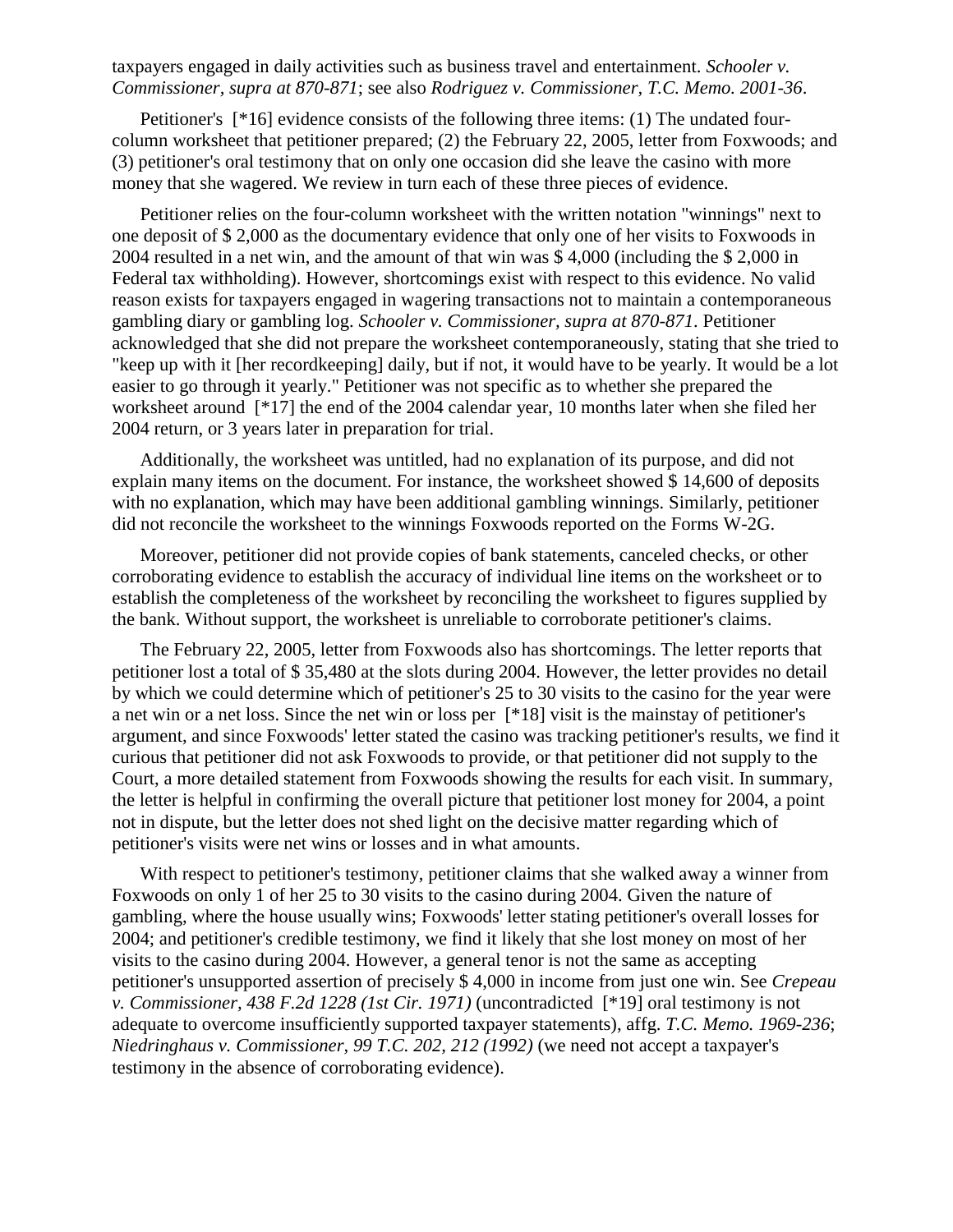taxpayers engaged in daily activities such as business travel and entertainment. *Schooler v. Commissioner, supra at 870-871*; see also *Rodriguez v. Commissioner, T.C. Memo. 2001-36*.

Petitioner's [*16] evidence consists of the following three items: (1) The undated four-column worksheet that petitioner prepared; (2) the February 22, 2005, letter from Foxwoods; and (3) petitioner's oral testimony that on only one occasion did she leave the casino with more money that she wagered. We review in turn each of these three pieces of evidence.

Petitioner relies on the four-column worksheet with the written notation "winnings" next to one deposit of $ 2,000 as the documentary evidence that only one of her visits to Foxwoods in 2004 resulted in a net win, and the amount of that win was $ 4,000 (including the $ 2,000 in Federal tax withholding). However, shortcomings exist with respect to this evidence. No valid reason exists for taxpayers engaged in wagering transactions not to maintain a contemporaneous gambling diary or gambling log. *Schooler v. Commissioner, supra at 870-871*. Petitioner acknowledged that she did not prepare the worksheet contemporaneously, stating that she tried to "keep up with it [her recordkeeping] daily, but if not, it would have to be yearly. It would be a lot easier to go through it yearly." Petitioner was not specific as to whether she prepared the worksheet around [*17] the end of the 2004 calendar year, 10 months later when she filed her 2004 return, or 3 years later in preparation for trial.

Additionally, the worksheet was untitled, had no explanation of its purpose, and did not explain many items on the document. For instance, the worksheet showed $ 14,600 of deposits with no explanation, which may have been additional gambling winnings. Similarly, petitioner did not reconcile the worksheet to the winnings Foxwoods reported on the Forms W-2G.

Moreover, petitioner did not provide copies of bank statements, canceled checks, or other corroborating evidence to establish the accuracy of individual line items on the worksheet or to establish the completeness of the worksheet by reconciling the worksheet to figures supplied by the bank. Without support, the worksheet is unreliable to corroborate petitioner's claims.

The February 22, 2005, letter from Foxwoods also has shortcomings. The letter reports that petitioner lost a total of $ 35,480 at the slots during 2004. However, the letter provides no detail by which we could determine which of petitioner's 25 to 30 visits to the casino for the year were a net win or a net loss. Since the net win or loss per [*18] visit is the mainstay of petitioner's argument, and since Foxwoods' letter stated the casino was tracking petitioner's results, we find it curious that petitioner did not ask Foxwoods to provide, or that petitioner did not supply to the Court, a more detailed statement from Foxwoods showing the results for each visit. In summary, the letter is helpful in confirming the overall picture that petitioner lost money for 2004, a point not in dispute, but the letter does not shed light on the decisive matter regarding which of petitioner's visits were net wins or losses and in what amounts.

With respect to petitioner's testimony, petitioner claims that she walked away a winner from Foxwoods on only 1 of her 25 to 30 visits to the casino during 2004. Given the nature of gambling, where the house usually wins; Foxwoods' letter stating petitioner's overall losses for 2004; and petitioner's credible testimony, we find it likely that she lost money on most of her visits to the casino during 2004. However, a general tenor is not the same as accepting petitioner's unsupported assertion of precisely $ 4,000 in income from just one win. See *Crepeau v. Commissioner, 438 F.2d 1228 (1st Cir. 1971)* (uncontradicted [*19] oral testimony is not adequate to overcome insufficiently supported taxpayer statements), affg. *T.C. Memo. 1969-236*; *Niedringhaus v. Commissioner, 99 T.C. 202, 212 (1992)* (we need not accept a taxpayer's testimony in the absence of corroborating evidence).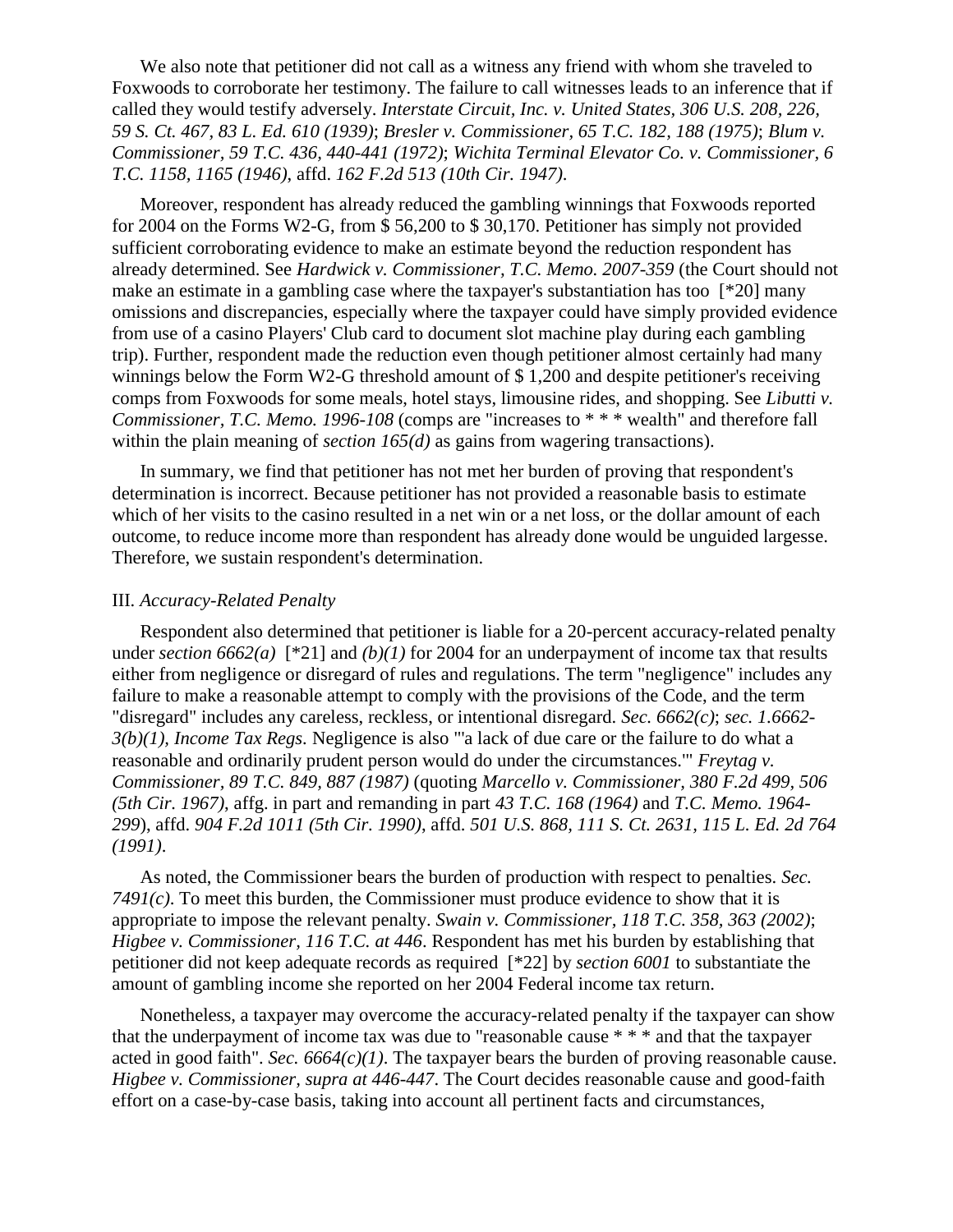We also note that petitioner did not call as a witness any friend with whom she traveled to Foxwoods to corroborate her testimony. The failure to call witnesses leads to an inference that if called they would testify adversely. *Interstate Circuit, Inc. v. United States, 306 U.S. 208, 226, 59 S. Ct. 467, 83 L. Ed. 610 (1939)*; *Bresler v. Commissioner, 65 T.C. 182, 188 (1975)*; *Blum v. Commissioner, 59 T.C. 436, 440-441 (1972)*; *Wichita Terminal Elevator Co. v. Commissioner, 6 T.C. 1158, 1165 (1946)*, affd. *162 F.2d 513 (10th Cir. 1947)*.

Moreover, respondent has already reduced the gambling winnings that Foxwoods reported for 2004 on the Forms W2-G, from $ 56,200 to $ 30,170. Petitioner has simply not provided sufficient corroborating evidence to make an estimate beyond the reduction respondent has already determined. See *Hardwick v. Commissioner, T.C. Memo. 2007-359* (the Court should not make an estimate in a gambling case where the taxpayer's substantiation has too [*20] many omissions and discrepancies, especially where the taxpayer could have simply provided evidence from use of a casino Players' Club card to document slot machine play during each gambling trip). Further, respondent made the reduction even though petitioner almost certainly had many winnings below the Form W2-G threshold amount of $ 1,200 and despite petitioner's receiving comps from Foxwoods for some meals, hotel stays, limousine rides, and shopping. See *Libutti v. Commissioner, T.C. Memo. 1996-108* (comps are "increases to * * * wealth" and therefore fall within the plain meaning of *section 165(d)* as gains from wagering transactions).

In summary, we find that petitioner has not met her burden of proving that respondent's determination is incorrect. Because petitioner has not provided a reasonable basis to estimate which of her visits to the casino resulted in a net win or a net loss, or the dollar amount of each outcome, to reduce income more than respondent has already done would be unguided largesse. Therefore, we sustain respondent's determination.

III. *Accuracy-Related Penalty*

Respondent also determined that petitioner is liable for a 20-percent accuracy-related penalty under *section 6662(a)* [*21] and *(b)(1)* for 2004 for an underpayment of income tax that results either from negligence or disregard of rules and regulations. The term "negligence" includes any failure to make a reasonable attempt to comply with the provisions of the Code, and the term "disregard" includes any careless, reckless, or intentional disregard. *Sec. 6662(c)*; *sec. 1.6662-3(b)(1), Income Tax Regs.* Negligence is also "'a lack of due care or the failure to do what a reasonable and ordinarily prudent person would do under the circumstances.'" *Freytag v. Commissioner, 89 T.C. 849, 887 (1987)* (quoting *Marcello v. Commissioner, 380 F.2d 499, 506 (5th Cir. 1967)*, affg. in part and remanding in part *43 T.C. 168 (1964)* and *T.C. Memo. 1964-299*), affd. *904 F.2d 1011 (5th Cir. 1990)*, affd. *501 U.S. 868, 111 S. Ct. 2631, 115 L. Ed. 2d 764 (1991)*.

As noted, the Commissioner bears the burden of production with respect to penalties. *Sec. 7491(c)*. To meet this burden, the Commissioner must produce evidence to show that it is appropriate to impose the relevant penalty. *Swain v. Commissioner, 118 T.C. 358, 363 (2002)*; *Higbee v. Commissioner, 116 T.C. at 446*. Respondent has met his burden by establishing that petitioner did not keep adequate records as required [*22] by *section 6001* to substantiate the amount of gambling income she reported on her 2004 Federal income tax return.

Nonetheless, a taxpayer may overcome the accuracy-related penalty if the taxpayer can show that the underpayment of income tax was due to "reasonable cause * * * and that the taxpayer acted in good faith". *Sec. 6664(c)(1)*. The taxpayer bears the burden of proving reasonable cause. *Higbee v. Commissioner, supra at 446-447*. The Court decides reasonable cause and good-faith effort on a case-by-case basis, taking into account all pertinent facts and circumstances,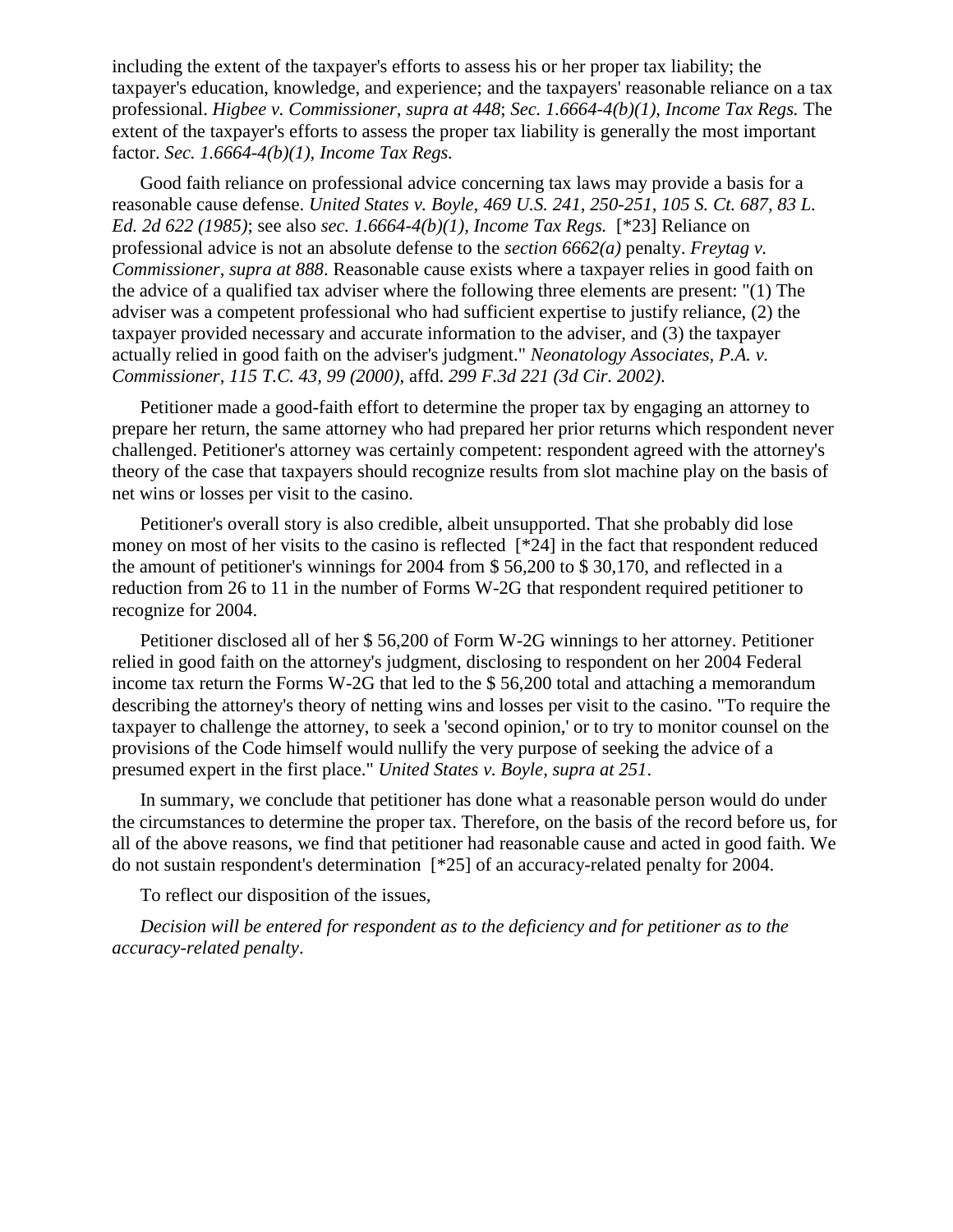including the extent of the taxpayer's efforts to assess his or her proper tax liability; the taxpayer's education, knowledge, and experience; and the taxpayers' reasonable reliance on a tax professional. *Higbee v. Commissioner, supra at 448*; *Sec. 1.6664-4(b)(1), Income Tax Regs.* The extent of the taxpayer's efforts to assess the proper tax liability is generally the most important factor. *Sec. 1.6664-4(b)(1), Income Tax Regs.*

Good faith reliance on professional advice concerning tax laws may provide a basis for a reasonable cause defense. *United States v. Boyle, 469 U.S. 241, 250-251, 105 S. Ct. 687, 83 L. Ed. 2d 622 (1985)*; see also *sec. 1.6664-4(b)(1), Income Tax Regs.* [*23] Reliance on professional advice is not an absolute defense to the *section 6662(a)* penalty. *Freytag v. Commissioner, supra at 888*. Reasonable cause exists where a taxpayer relies in good faith on the advice of a qualified tax adviser where the following three elements are present: "(1) The adviser was a competent professional who had sufficient expertise to justify reliance, (2) the taxpayer provided necessary and accurate information to the adviser, and (3) the taxpayer actually relied in good faith on the adviser's judgment." *Neonatology Associates, P.A. v. Commissioner, 115 T.C. 43, 99 (2000)*, affd. *299 F.3d 221 (3d Cir. 2002)*.

Petitioner made a good-faith effort to determine the proper tax by engaging an attorney to prepare her return, the same attorney who had prepared her prior returns which respondent never challenged. Petitioner's attorney was certainly competent: respondent agreed with the attorney's theory of the case that taxpayers should recognize results from slot machine play on the basis of net wins or losses per visit to the casino.

Petitioner's overall story is also credible, albeit unsupported. That she probably did lose money on most of her visits to the casino is reflected [*24] in the fact that respondent reduced the amount of petitioner's winnings for 2004 from $ 56,200 to $ 30,170, and reflected in a reduction from 26 to 11 in the number of Forms W-2G that respondent required petitioner to recognize for 2004.

Petitioner disclosed all of her $ 56,200 of Form W-2G winnings to her attorney. Petitioner relied in good faith on the attorney's judgment, disclosing to respondent on her 2004 Federal income tax return the Forms W-2G that led to the $ 56,200 total and attaching a memorandum describing the attorney's theory of netting wins and losses per visit to the casino. "To require the taxpayer to challenge the attorney, to seek a 'second opinion,' or to try to monitor counsel on the provisions of the Code himself would nullify the very purpose of seeking the advice of a presumed expert in the first place." *United States v. Boyle, supra at 251*.

In summary, we conclude that petitioner has done what a reasonable person would do under the circumstances to determine the proper tax. Therefore, on the basis of the record before us, for all of the above reasons, we find that petitioner had reasonable cause and acted in good faith. We do not sustain respondent's determination [*25] of an accuracy-related penalty for 2004.

To reflect our disposition of the issues,

*Decision will be entered for respondent as to the deficiency and for petitioner as to the accuracy-related penalty*.